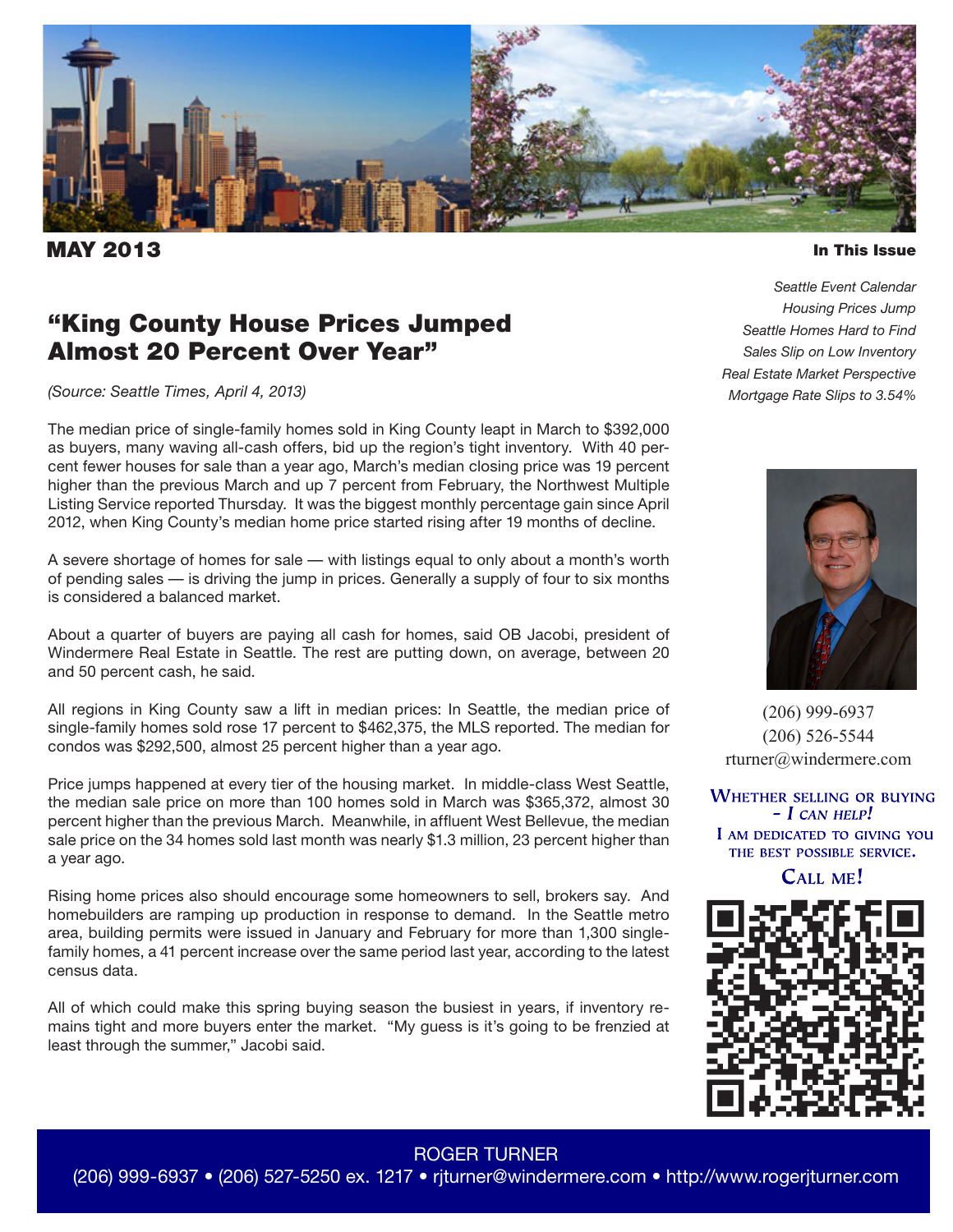**MAY 2013**

**In This Issue**

*Seattle Event Calendar*
*Housing Prices Jump*
*Seattle Homes Hard to Find*
*Sales Slip on Low Inventory*
*Real Estate Market Perspective*
*Mortgage Rate Slips to 3.54%*

# "King County House Prices Jumped Almost 20 Percent Over Year"

*(Source: Seattle Times, April 4, 2013)*

The median price of single-family homes sold in King County leapt in March to $392,000 as buyers, many waving all-cash offers, bid up the region's tight inventory. With 40 percent fewer houses for sale than a year ago, March's median closing price was 19 percent higher than the previous March and up 7 percent from February, the Northwest Multiple Listing Service reported Thursday. It was the biggest monthly percentage gain since April 2012, when King County's median home price started rising after 19 months of decline.

A severe shortage of homes for sale — with listings equal to only about a month's worth of pending sales — is driving the jump in prices. Generally a supply of four to six months is considered a balanced market.

About a quarter of buyers are paying all cash for homes, said OB Jacobi, president of Windermere Real Estate in Seattle. The rest are putting down, on average, between 20 and 50 percent cash, he said.

All regions in King County saw a lift in median prices: In Seattle, the median price of single-family homes sold rose 17 percent to $462,375, the MLS reported. The median for condos was $292,500, almost 25 percent higher than a year ago.

Price jumps happened at every tier of the housing market. In middle-class West Seattle, the median sale price on more than 100 homes sold in March was $365,372, almost 30 percent higher than the previous March. Meanwhile, in affluent West Bellevue, the median sale price on the 34 homes sold last month was nearly $1.3 million, 23 percent higher than a year ago.

Rising home prices also should encourage some homeowners to sell, brokers say. And homebuilders are ramping up production in response to demand. In the Seattle metro area, building permits were issued in January and February for more than 1,300 single-family homes, a 41 percent increase over the same period last year, according to the latest census data.

All of which could make this spring buying season the busiest in years, if inventory remains tight and more buyers enter the market. "My guess is it's going to be frenzied at least through the summer," Jacobi said.

(206) 999-6937
(206) 526-5544
rturner@windermere.com

**Whether selling or buying – *I can help!***
**I am dedicated to giving you the best possible service.**
**Call me!**

ROGER TURNER
(206) 999-6937 • (206) 527-5250 ex. 1217 • rjturner@windermere.com • http://www.rogerjturner.com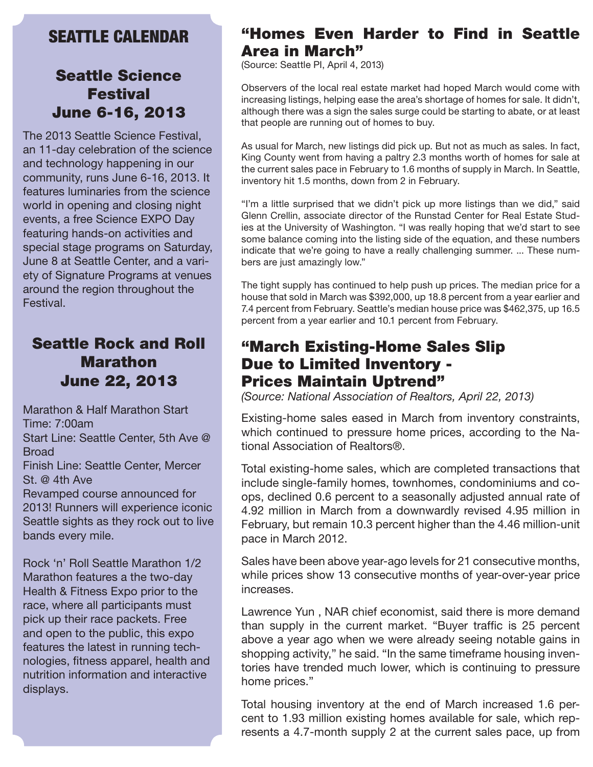# SEATTLE CALENDAR

## Seattle Science Festival June 6-16, 2013

The 2013 Seattle Science Festival, an 11-day celebration of the science and technology happening in our community, runs June 6-16, 2013. It features luminaries from the science world in opening and closing night events, a free Science EXPO Day featuring hands-on activities and special stage programs on Saturday, June 8 at Seattle Center, and a variety of Signature Programs at venues around the region throughout the Festival.

## Seattle Rock and Roll Marathon June 22, 2013

Marathon & Half Marathon Start Time: 7:00am
Start Line: Seattle Center, 5th Ave @ Broad
Finish Line: Seattle Center, Mercer St. @ 4th Ave
Revamped course announced for 2013! Runners will experience iconic Seattle sights as they rock out to live bands every mile.

Rock 'n' Roll Seattle Marathon 1/2 Marathon features a the two-day Health & Fitness Expo prior to the race, where all participants must pick up their race packets. Free and open to the public, this expo features the latest in running technologies, fitness apparel, health and nutrition information and interactive displays.

## "Homes Even Harder to Find in Seattle Area in March"

(Source: Seattle PI, April 4, 2013)

Observers of the local real estate market had hoped March would come with increasing listings, helping ease the area's shortage of homes for sale. It didn't, although there was a sign the sales surge could be starting to abate, or at least that people are running out of homes to buy.

As usual for March, new listings did pick up. But not as much as sales. In fact, King County went from having a paltry 2.3 months worth of homes for sale at the current sales pace in February to 1.6 months of supply in March. In Seattle, inventory hit 1.5 months, down from 2 in February.

"I'm a little surprised that we didn't pick up more listings than we did," said Glenn Crellin, associate director of the Runstad Center for Real Estate Studies at the University of Washington. "I was really hoping that we'd start to see some balance coming into the listing side of the equation, and these numbers indicate that we're going to have a really challenging summer. ... These numbers are just amazingly low."

The tight supply has continued to help push up prices. The median price for a house that sold in March was $392,000, up 18.8 percent from a year earlier and 7.4 percent from February. Seattle's median house price was $462,375, up 16.5 percent from a year earlier and 10.1 percent from February.

## "March Existing-Home Sales Slip Due to Limited Inventory - Prices Maintain Uptrend"

*(Source: National Association of Realtors, April 22, 2013)*

Existing-home sales eased in March from inventory constraints, which continued to pressure home prices, according to the National Association of Realtors®.

Total existing-home sales, which are completed transactions that include single-family homes, townhomes, condominiums and co-ops, declined 0.6 percent to a seasonally adjusted annual rate of 4.92 million in March from a downwardly revised 4.95 million in February, but remain 10.3 percent higher than the 4.46 million-unit pace in March 2012.

Sales have been above year-ago levels for 21 consecutive months, while prices show 13 consecutive months of year-over-year price increases.

Lawrence Yun , NAR chief economist, said there is more demand than supply in the current market. "Buyer traffic is 25 percent above a year ago when we were already seeing notable gains in shopping activity," he said. "In the same timeframe housing inventories have trended much lower, which is continuing to pressure home prices."

Total housing inventory at the end of March increased 1.6 percent to 1.93 million existing homes available for sale, which represents a 4.7-month supply 2 at the current sales pace, up from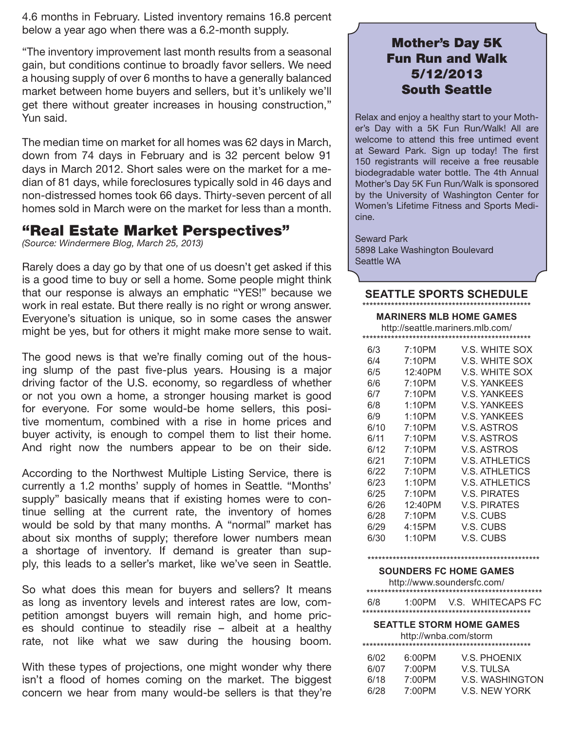4.6 months in February. Listed inventory remains 16.8 percent below a year ago when there was a 6.2-month supply.

"The inventory improvement last month results from a seasonal gain, but conditions continue to broadly favor sellers. We need a housing supply of over 6 months to have a generally balanced market between home buyers and sellers, but it's unlikely we'll get there without greater increases in housing construction," Yun said.

The median time on market for all homes was 62 days in March, down from 74 days in February and is 32 percent below 91 days in March 2012. Short sales were on the market for a median of 81 days, while foreclosures typically sold in 46 days and non-distressed homes took 66 days. Thirty-seven percent of all homes sold in March were on the market for less than a month.

## "Real Estate Market Perspectives"

*(Source: Windermere Blog, March 25, 2013)*

Rarely does a day go by that one of us doesn't get asked if this is a good time to buy or sell a home. Some people might think that our response is always an emphatic "YES!" because we work in real estate. But there really is no right or wrong answer. Everyone's situation is unique, so in some cases the answer might be yes, but for others it might make more sense to wait.

The good news is that we're finally coming out of the housing slump of the past five-plus years. Housing is a major driving factor of the U.S. economy, so regardless of whether or not you own a home, a stronger housing market is good for everyone. For some would-be home sellers, this positive momentum, combined with a rise in home prices and buyer activity, is enough to compel them to list their home. And right now the numbers appear to be on their side.

According to the Northwest Multiple Listing Service, there is currently a 1.2 months' supply of homes in Seattle. "Months' supply" basically means that if existing homes were to continue selling at the current rate, the inventory of homes would be sold by that many months. A "normal" market has about six months of supply; therefore lower numbers mean a shortage of inventory. If demand is greater than supply, this leads to a seller's market, like we've seen in Seattle.

So what does this mean for buyers and sellers? It means as long as inventory levels and interest rates are low, competition amongst buyers will remain high, and home prices should continue to steadily rise – albeit at a healthy rate, not like what we saw during the housing boom.

With these types of projections, one might wonder why there isn't a flood of homes coming on the market. The biggest concern we hear from many would-be sellers is that they're

## Mother's Day 5K Fun Run and Walk 5/12/2013 South Seattle

Relax and enjoy a healthy start to your Mother's Day with a 5K Fun Run/Walk! All are welcome to attend this free untimed event at Seward Park. Sign up today! The first 150 registrants will receive a free reusable biodegradable water bottle. The 4th Annual Mother's Day 5K Fun Run/Walk is sponsored by the University of Washington Center for Women's Lifetime Fitness and Sports Medicine.

Seward Park
5898 Lake Washington Boulevard
Seattle WA

## SEATTLE SPORTS SCHEDULE

### MARINERS MLB HOME GAMES

http://seattle.mariners.mlb.com/

| Date | Time | Opponent |
|---|---|---|
| 6/3 | 7:10PM | V.S. WHITE SOX |
| 6/4 | 7:10PM | V.S. WHITE SOX |
| 6/5 | 12:40PM | V.S. WHITE SOX |
| 6/6 | 7:10PM | V.S. YANKEES |
| 6/7 | 7:10PM | V.S. YANKEES |
| 6/8 | 1:10PM | V.S. YANKEES |
| 6/9 | 1:10PM | V.S. YANKEES |
| 6/10 | 7:10PM | V.S. ASTROS |
| 6/11 | 7:10PM | V.S. ASTROS |
| 6/12 | 7:10PM | V.S. ASTROS |
| 6/21 | 7:10PM | V.S. ATHLETICS |
| 6/22 | 7:10PM | V.S. ATHLETICS |
| 6/23 | 1:10PM | V.S. ATHLETICS |
| 6/25 | 7:10PM | V.S. PIRATES |
| 6/26 | 12:40PM | V.S. PIRATES |
| 6/28 | 7:10PM | V.S. CUBS |
| 6/29 | 4:15PM | V.S. CUBS |
| 6/30 | 1:10PM | V.S. CUBS |

### SOUNDERS FC HOME GAMES

http://www.soundersfc.com/

| Date | Time | Opponent |
|---|---|---|
| 6/8 | 1:00PM | V.S. WHITECAPS FC |

### SEATTLE STORM HOME GAMES

http://wnba.com/storm

| Date | Time | Opponent |
|---|---|---|
| 6/02 | 6:00PM | V.S. PHOENIX |
| 6/07 | 7:00PM | V.S. TULSA |
| 6/18 | 7:00PM | V.S. WASHINGTON |
| 6/28 | 7:00PM | V.S. NEW YORK |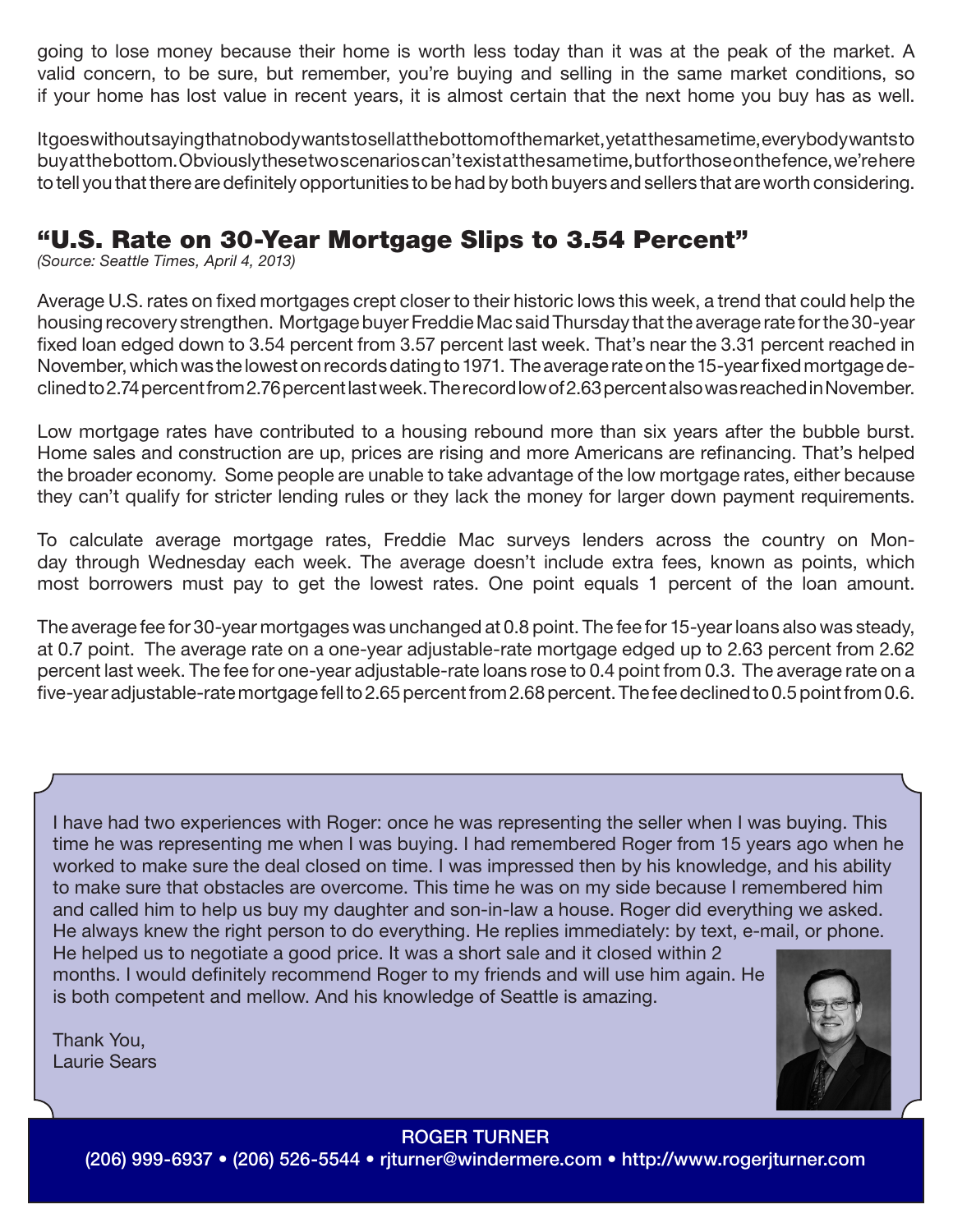going to lose money because their home is worth less today than it was at the peak of the market. A valid concern, to be sure, but remember, you're buying and selling in the same market conditions, so if your home has lost value in recent years, it is almost certain that the next home you buy has as well.

It goes without saying that nobody wants to sell at the bottom of the market, yet at the same time, everybody wants to buy at the bottom. Obviously these two scenarios can't exist at the same time, but for those on the fence, we're here to tell you that there are definitely opportunities to be had by both buyers and sellers that are worth considering.

## "U.S. Rate on 30-Year Mortgage Slips to 3.54 Percent"

*(Source: Seattle Times, April 4, 2013)*

Average U.S. rates on fixed mortgages crept closer to their historic lows this week, a trend that could help the housing recovery strengthen. Mortgage buyer Freddie Mac said Thursday that the average rate for the 30-year fixed loan edged down to 3.54 percent from 3.57 percent last week. That's near the 3.31 percent reached in November, which was the lowest on records dating to 1971. The average rate on the 15-year fixed mortgage declined to 2.74 percent from 2.76 percent last week. The record low of 2.63 percent also was reached in November.

Low mortgage rates have contributed to a housing rebound more than six years after the bubble burst. Home sales and construction are up, prices are rising and more Americans are refinancing. That's helped the broader economy. Some people are unable to take advantage of the low mortgage rates, either because they can't qualify for stricter lending rules or they lack the money for larger down payment requirements.

To calculate average mortgage rates, Freddie Mac surveys lenders across the country on Monday through Wednesday each week. The average doesn't include extra fees, known as points, which most borrowers must pay to get the lowest rates. One point equals 1 percent of the loan amount.

The average fee for 30-year mortgages was unchanged at 0.8 point. The fee for 15-year loans also was steady, at 0.7 point. The average rate on a one-year adjustable-rate mortgage edged up to 2.63 percent from 2.62 percent last week. The fee for one-year adjustable-rate loans rose to 0.4 point from 0.3. The average rate on a five-year adjustable-rate mortgage fell to 2.65 percent from 2.68 percent. The fee declined to 0.5 point from 0.6.

I have had two experiences with Roger: once he was representing the seller when I was buying. This time he was representing me when I was buying. I had remembered Roger from 15 years ago when he worked to make sure the deal closed on time. I was impressed then by his knowledge, and his ability to make sure that obstacles are overcome. This time he was on my side because I remembered him and called him to help us buy my daughter and son-in-law a house. Roger did everything we asked. He always knew the right person to do everything. He replies immediately: by text, e-mail, or phone. He helped us to negotiate a good price. It was a short sale and it closed within 2 months. I would definitely recommend Roger to my friends and will use him again. He is both competent and mellow. And his knowledge of Seattle is amazing.

Thank You,
Laurie Sears

**ROGER TURNER**

**(206) 999-6937 • (206) 526-5544 • rjturner@windermere.com • http://www.rogerjturner.com**